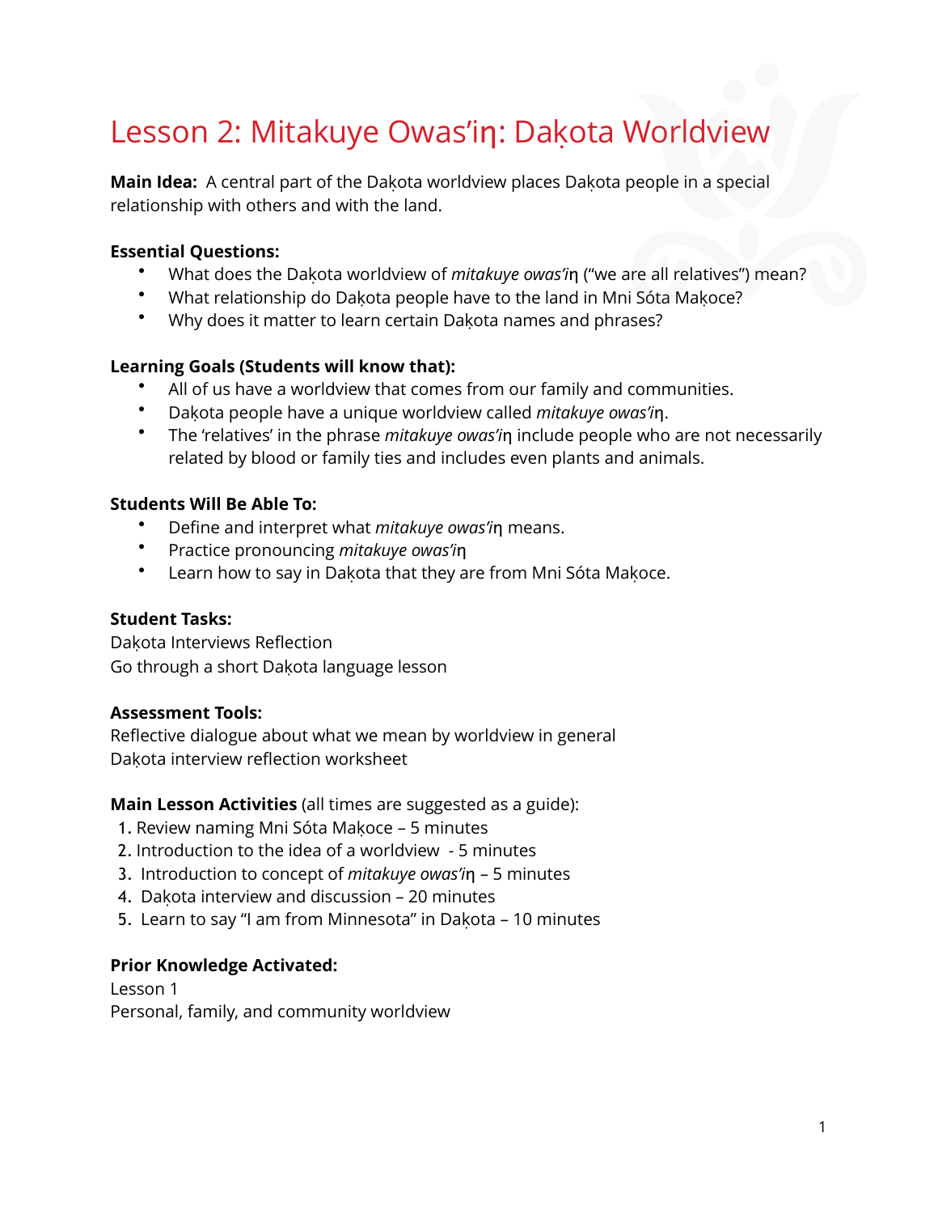# Lesson 2: Mitakuye Owas'iŋ: Daḳota Worldview

**Main Idea:** A central part of the Daḳota worldview places Daḳota people in a special relationship with others and with the land.

**Essential Questions:**

- What does the Daḳota worldview of *mitakuye owas'iŋ* ("we are all relatives") mean?
- What relationship do Daḳota people have to the land in Mni Sóta Maḳoce?
- Why does it matter to learn certain Daḳota names and phrases?

**Learning Goals (Students will know that):**

- All of us have a worldview that comes from our family and communities.
- Daḳota people have a unique worldview called *mitakuye owas'iŋ*.
- The 'relatives' in the phrase *mitakuye owas'iŋ* include people who are not necessarily related by blood or family ties and includes even plants and animals.

**Students Will Be Able To:**

- Define and interpret what *mitakuye owas'iŋ* means.
- Practice pronouncing *mitakuye owas'iŋ*
- Learn how to say in Daḳota that they are from Mni Sóta Maḳoce.

**Student Tasks:**
Daḳota Interviews Reflection
Go through a short Daḳota language lesson

**Assessment Tools:**
Reflective dialogue about what we mean by worldview in general
Daḳota interview reflection worksheet

**Main Lesson Activities** (all times are suggested as a guide):

1. Review naming Mni Sóta Maḳoce – 5 minutes
2. Introduction to the idea of a worldview - 5 minutes
3. Introduction to concept of *mitakuye owas'iŋ* – 5 minutes
4. Daḳota interview and discussion – 20 minutes
5. Learn to say "I am from Minnesota" in Daḳota – 10 minutes

**Prior Knowledge Activated:**
Lesson 1
Personal, family, and community worldview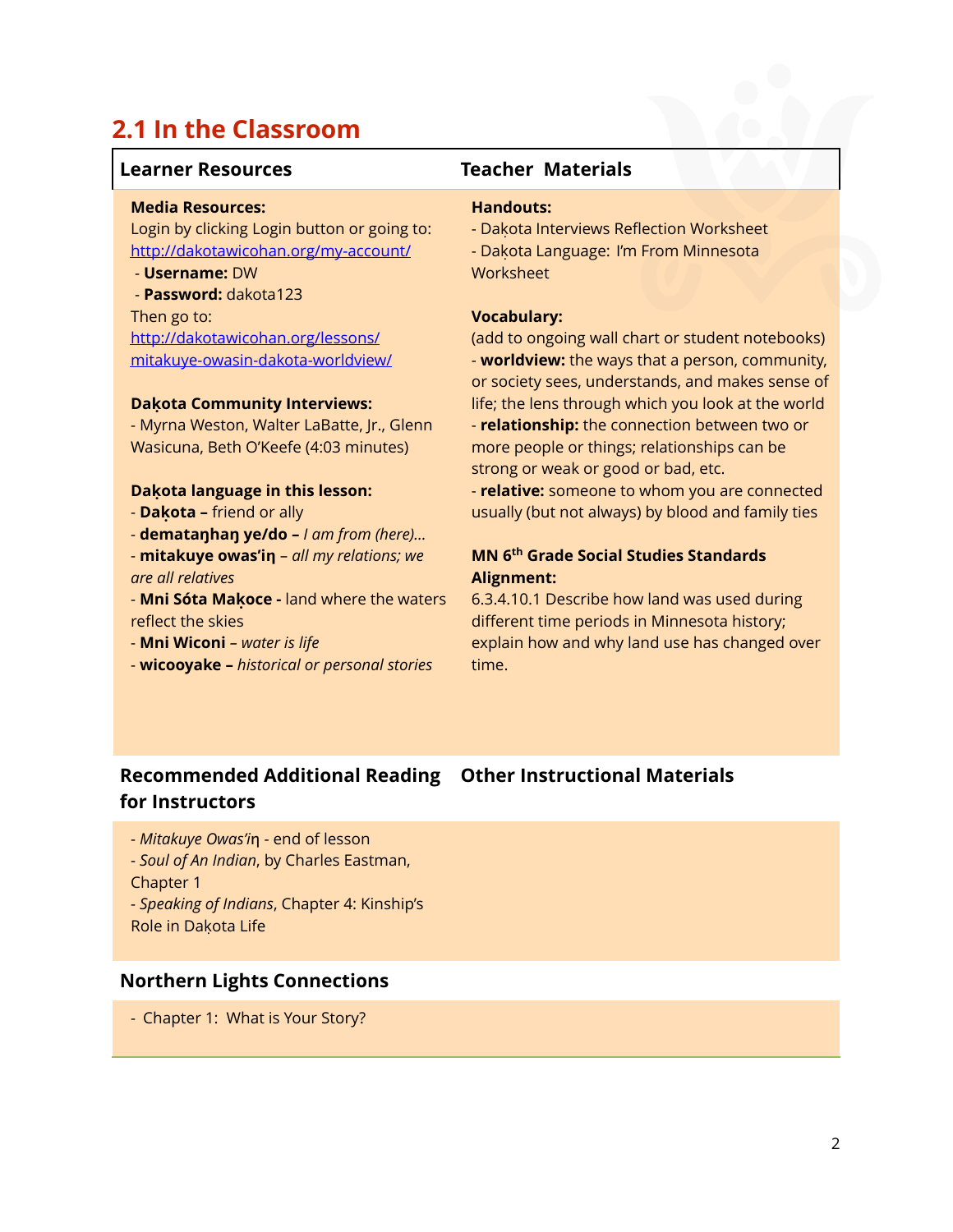## 2.1 In the Classroom

### Learner Resources

**Media Resources:**
Login by clicking Login button or going to: http://dakotawicohan.org/my-account/
- **Username:** DW
- **Password:** dakota123

Then go to: http://dakotawicohan.org/lessons/mitakuye-owasin-dakota-worldview/

**Dakọta Community Interviews:**
- Myrna Weston, Walter LaBatte, Jr., Glenn Wasicuna, Beth O'Keefe (4:03 minutes)

**Dakọta language in this lesson:**
- **Dakọta –** friend or ally
- **demataŋhaŋ ye/do –** *I am from (here)...*
- **mitakuye owas'iŋ** – *all my relations; we are all relatives*
- **Mni Sóta Makọce -** land where the waters reflect the skies
- **Mni Wiconi** – *water is life*
- **wicooyake –** *historical or personal stories*

### Teacher Materials

**Handouts:**
- Dakọta Interviews Reflection Worksheet
- Dakọta Language: I'm From Minnesota Worksheet

**Vocabulary:**
(add to ongoing wall chart or student notebooks)
- **worldview:** the ways that a person, community, or society sees, understands, and makes sense of life; the lens through which you look at the world
- **relationship:** the connection between two or more people or things; relationships can be strong or weak or good or bad, etc.
- **relative:** someone to whom you are connected usually (but not always) by blood and family ties

**MN 6th Grade Social Studies Standards Alignment:**
6.3.4.10.1 Describe how land was used during different time periods in Minnesota history; explain how and why land use has changed over time.

### Recommended Additional Reading for Instructors

- *Mitakuye Owas'iŋ* - end of lesson
- *Soul of An Indian*, by Charles Eastman, Chapter 1
- *Speaking of Indians*, Chapter 4: Kinship's Role in Dakọta Life

### Other Instructional Materials

### Northern Lights Connections

- Chapter 1: What is Your Story?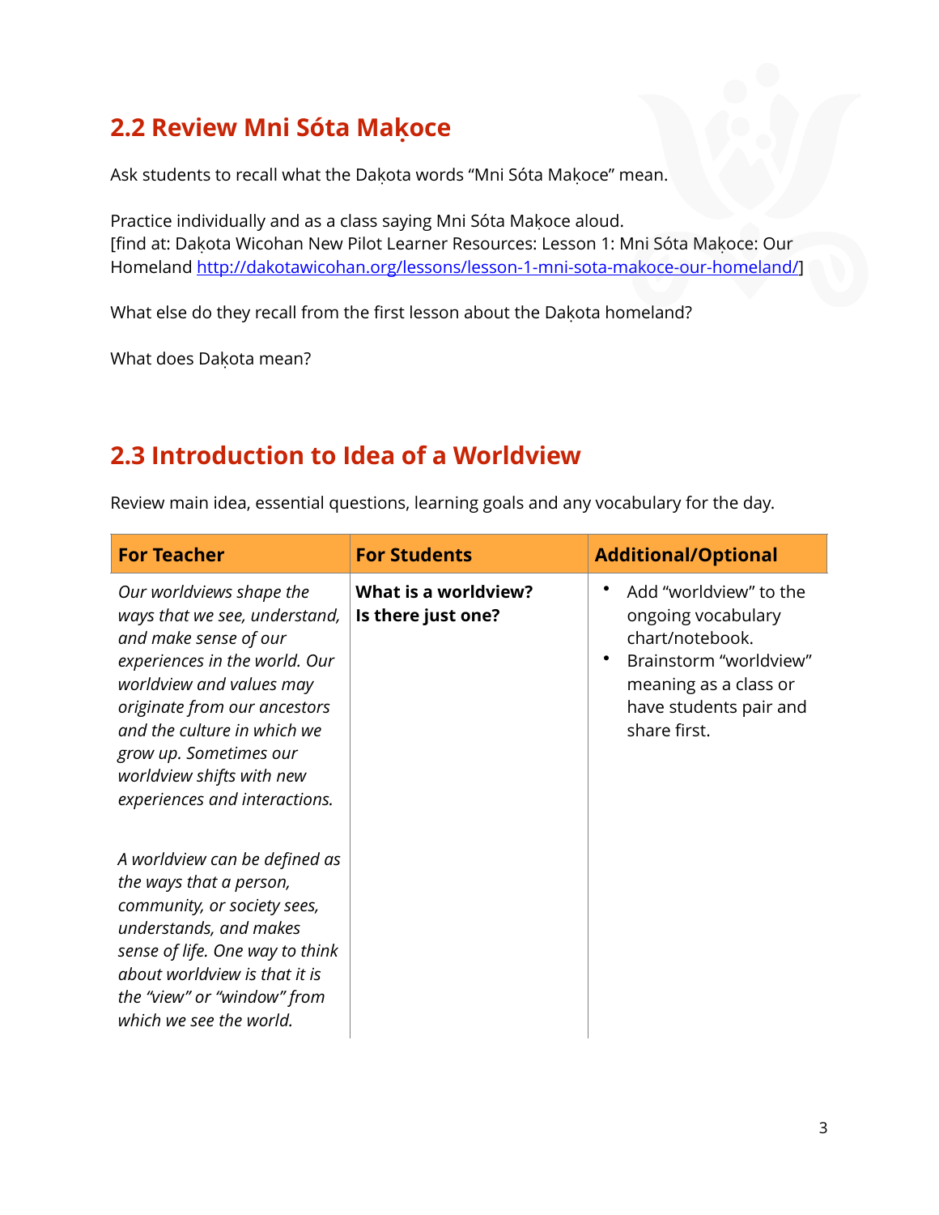## 2.2 Review Mni Sóta Maḳoce

Ask students to recall what the Daḳota words "Mni Sóta Maḳoce" mean.

Practice individually and as a class saying Mni Sóta Maḳoce aloud.
[find at: Daḳota Wicohan New Pilot Learner Resources: Lesson 1: Mni Sóta Maḳoce: Our Homeland http://dakotawicohan.org/lessons/lesson-1-mni-sota-makoce-our-homeland/]

What else do they recall from the first lesson about the Daḳota homeland?

What does Daḳota mean?

## 2.3 Introduction to Idea of a Worldview

Review main idea, essential questions, learning goals and any vocabulary for the day.

| For Teacher | For Students | Additional/Optional |
| --- | --- | --- |
| *Our worldviews shape the ways that we see, understand, and make sense of our experiences in the world. Our worldview and values may originate from our ancestors and the culture in which we grow up. Sometimes our worldview shifts with new experiences and interactions.*<br><br>*A worldview can be defined as the ways that a person, community, or society sees, understands, and makes sense of life. One way to think about worldview is that it is the "view" or "window" from which we see the world.* | **What is a worldview? Is there just one?** | • Add "worldview" to the ongoing vocabulary chart/notebook.<br>• Brainstorm "worldview" meaning as a class or have students pair and share first. |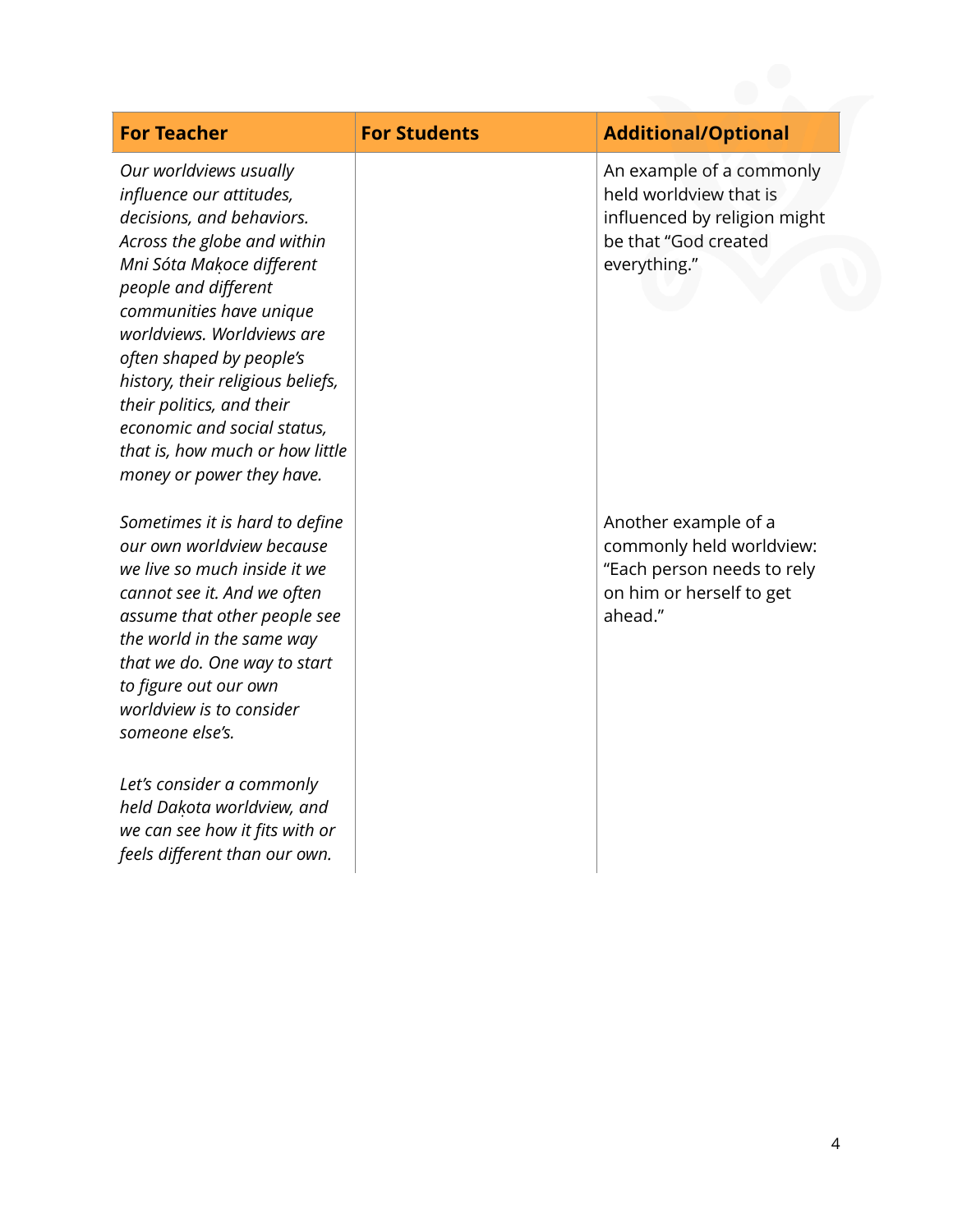| For Teacher | For Students | Additional/Optional |
|---|---|---|
| *Our worldviews usually influence our attitudes, decisions, and behaviors. Across the globe and within Mni Sóta Maḳoce different people and different communities have unique worldviews. Worldviews are often shaped by people's history, their religious beliefs, their politics, and their economic and social status, that is, how much or how little money or power they have.* | | An example of a commonly held worldview that is influenced by religion might be that "God created everything." |
| *Sometimes it is hard to define our own worldview because we live so much inside it we cannot see it. And we often assume that other people see the world in the same way that we do. One way to start to figure out our own worldview is to consider someone else's.* | | Another example of a commonly held worldview: "Each person needs to rely on him or herself to get ahead." |
| *Let's consider a commonly held Daḳota worldview, and we can see how it fits with or feels different than our own.* | | |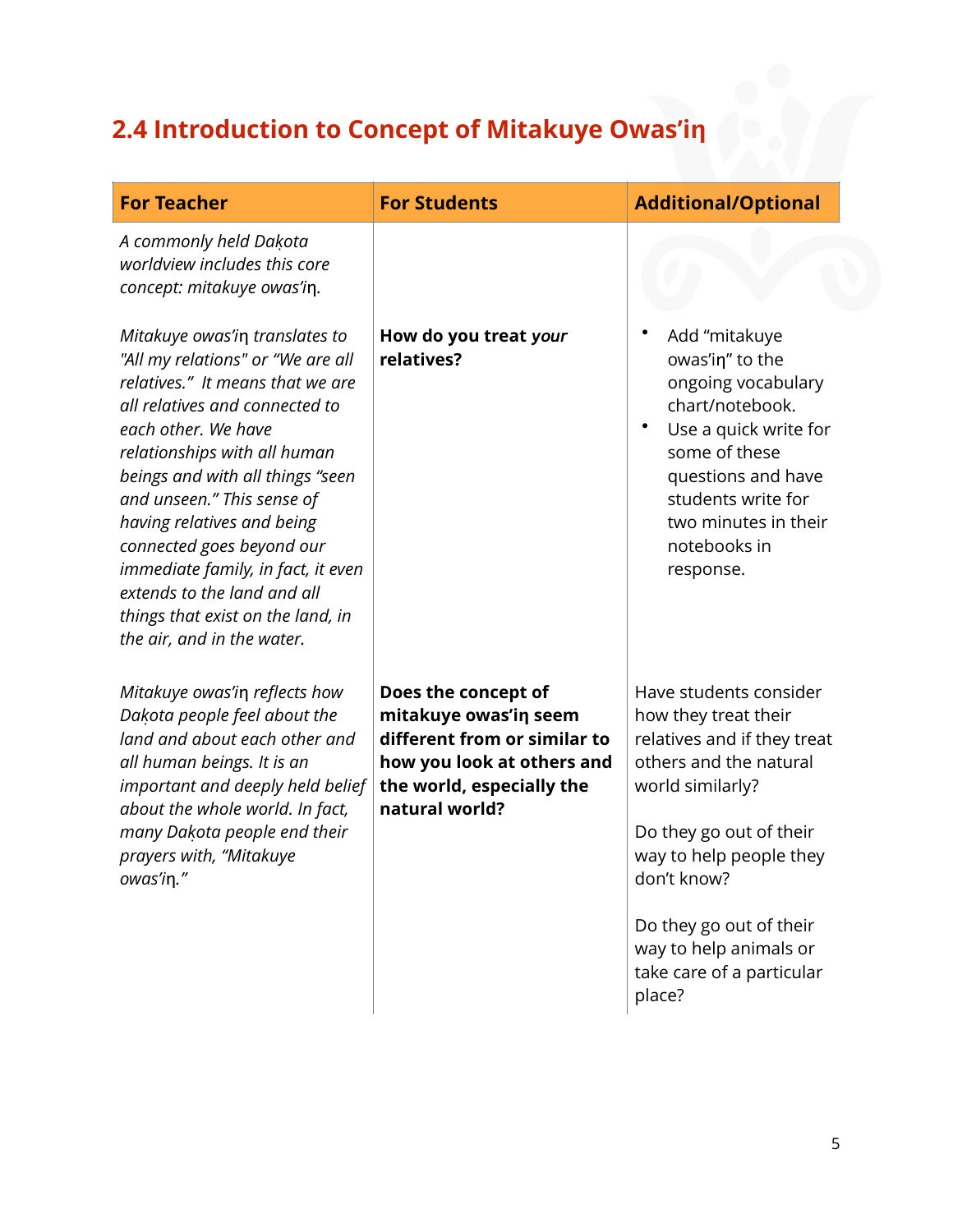## 2.4 Introduction to Concept of Mitakuye Owas'iŋ

| For Teacher | For Students | Additional/Optional |
|---|---|---|
| *A commonly held Daḳota worldview includes this core concept: mitakuye owas'iŋ.* | | |
| *Mitakuye owas'iŋ translates to "All my relations" or "We are all relatives." It means that we are all relatives and connected to each other. We have relationships with all human beings and with all things "seen and unseen." This sense of having relatives and being connected goes beyond our immediate family, in fact, it even extends to the land and all things that exist on the land, in the air, and in the water.* | **How do you treat *your* relatives?** | • Add "mitakuye owas'iŋ" to the ongoing vocabulary chart/notebook.<br>• Use a quick write for some of these questions and have students write for two minutes in their notebooks in response. |
| *Mitakuye owas'iŋ reflects how Daḳota people feel about the land and about each other and all human beings. It is an important and deeply held belief about the whole world. In fact, many Daḳota people end their prayers with, "Mitakuye owas'iŋ."* | **Does the concept of mitakuye owas'iŋ seem different from or similar to how you look at others and the world, especially the natural world?** | Have students consider how they treat their relatives and if they treat others and the natural world similarly?<br><br>Do they go out of their way to help people they don't know?<br><br>Do they go out of their way to help animals or take care of a particular place? |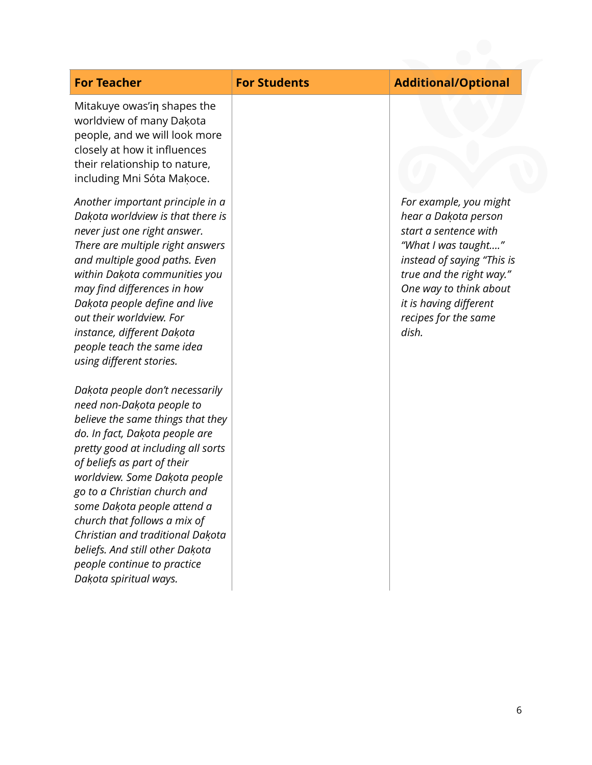| For Teacher | For Students | Additional/Optional |
|---|---|---|
| Mitakuye owas'iŋ shapes the worldview of many Dakota people, and we will look more closely at how it influences their relationship to nature, including Mni Sóta Makoce. | | |
| *Another important principle in a Dakota worldview is that there is never just one right answer. There are multiple right answers and multiple good paths. Even within Dakota communities you may find differences in how Dakota people define and live out their worldview. For instance, different Dakota people teach the same idea using different stories.* | | *For example, you might hear a Dakota person start a sentence with "What I was taught...." instead of saying "This is true and the right way." One way to think about it is having different recipes for the same dish.* |
| *Dakota people don't necessarily need non-Dakota people to believe the same things that they do. In fact, Dakota people are pretty good at including all sorts of beliefs as part of their worldview. Some Dakota people go to a Christian church and some Dakota people attend a church that follows a mix of Christian and traditional Dakota beliefs. And still other Dakota people continue to practice Dakota spiritual ways.* | | |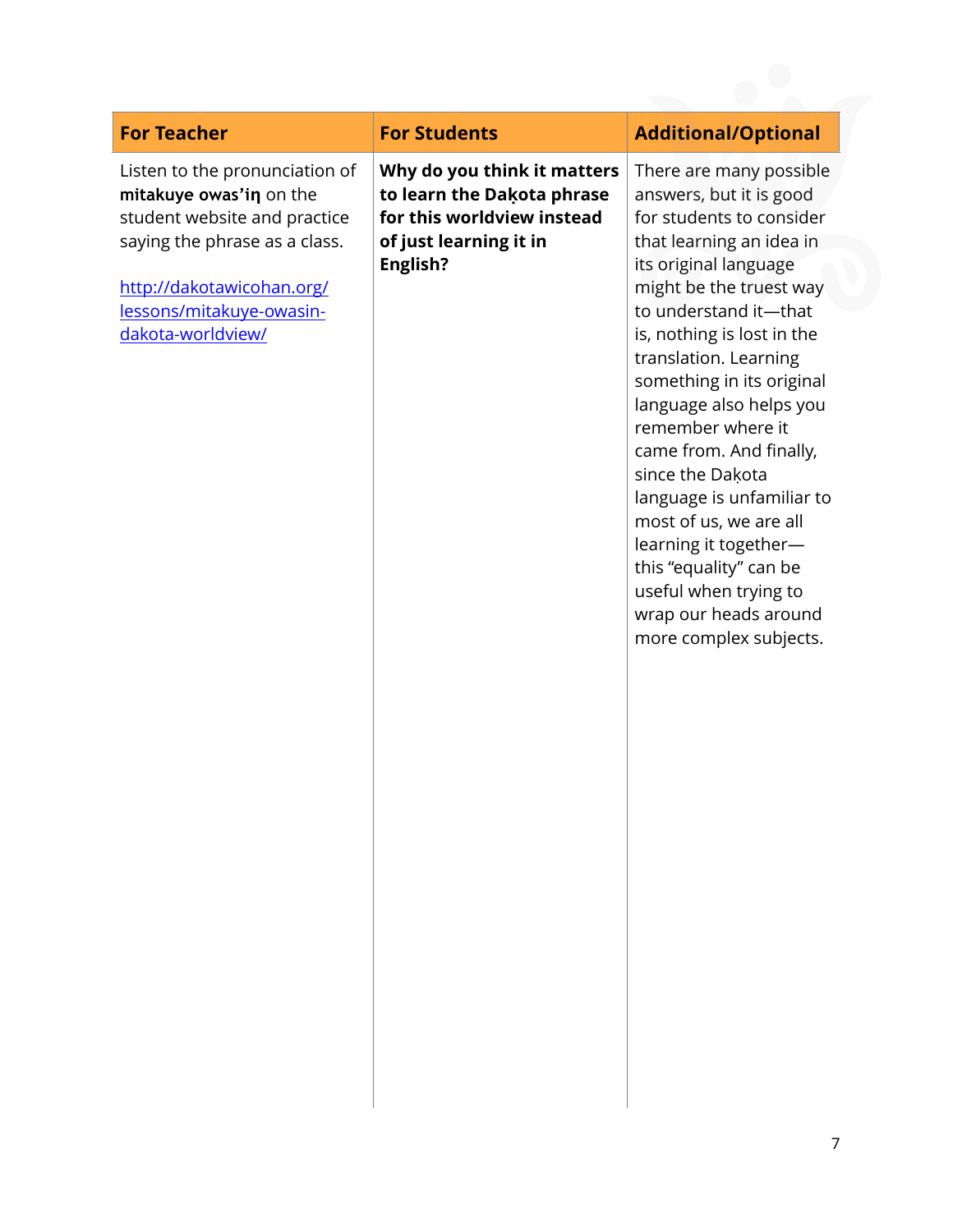| For Teacher | For Students | Additional/Optional |
| --- | --- | --- |
| Listen to the pronunciation of **mitakuye owas'iŋ** on the student website and practice saying the phrase as a class.<br><br>[http://dakotawicohan.org/lessons/mitakuye-owasin-dakota-worldview/](http://dakotawicohan.org/lessons/mitakuye-owasin-dakota-worldview/) | **Why do you think it matters to learn the Daḳota phrase for this worldview instead of just learning it in English?** | There are many possible answers, but it is good for students to consider that learning an idea in its original language might be the truest way to understand it—that is, nothing is lost in the translation. Learning something in its original language also helps you remember where it came from. And finally, since the Daḳota language is unfamiliar to most of us, we are all learning it together—this "equality" can be useful when trying to wrap our heads around more complex subjects. |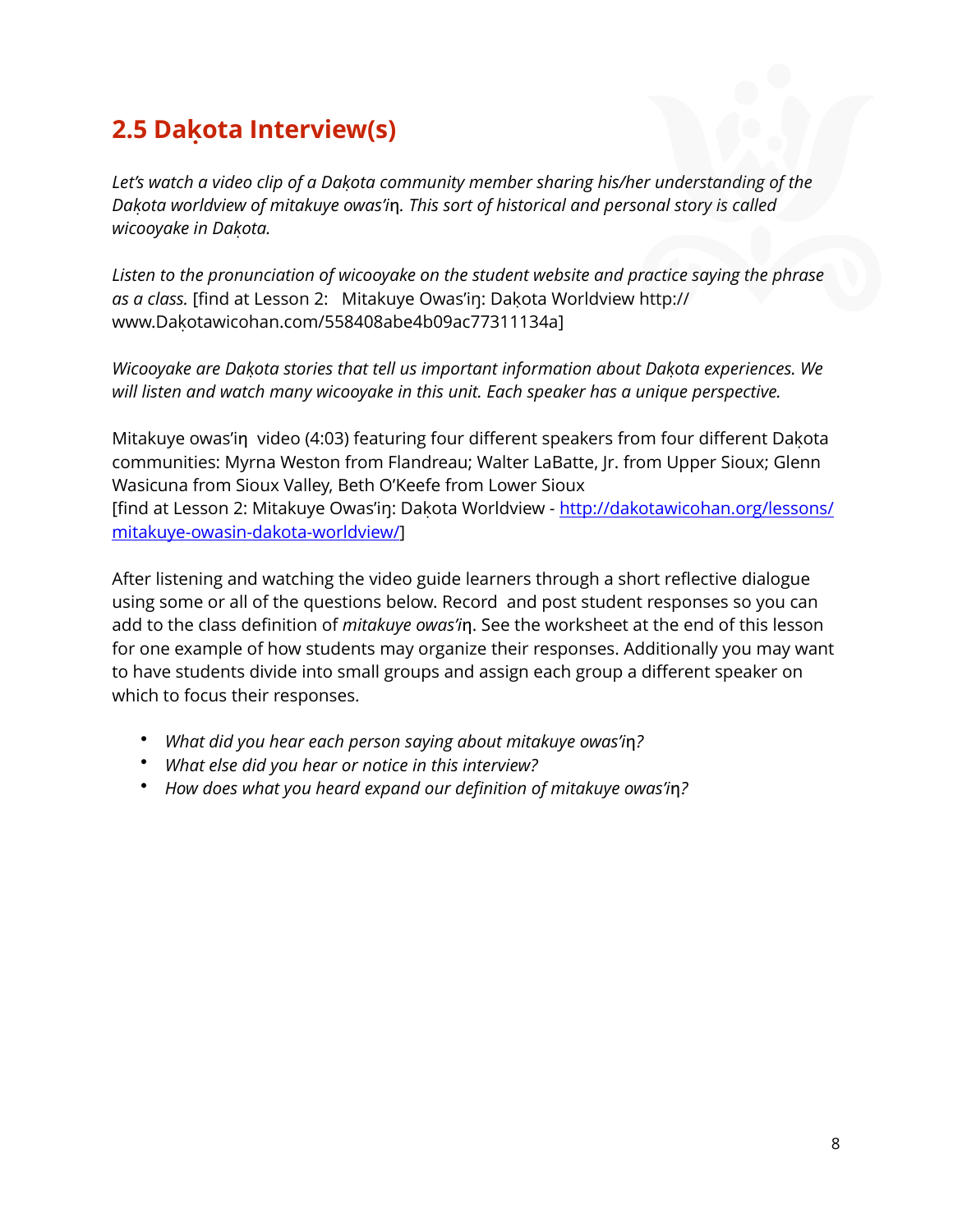## 2.5 Daḳota Interview(s)

*Let's watch a video clip of a Daḳota community member sharing his/her understanding of the Daḳota worldview of mitakuye owas'iŋ. This sort of historical and personal story is called wicooyake in Daḳota.*

*Listen to the pronunciation of wicooyake on the student website and practice saying the phrase as a class.* [find at Lesson 2:   Mitakuye Owas'iŋ: Daḳota Worldview http://www.Daḳotawicohan.com/558408abe4b09ac77311134a]

*Wicooyake are Daḳota stories that tell us important information about Daḳota experiences. We will listen and watch many wicooyake in this unit. Each speaker has a unique perspective.*

Mitakuye owas'iŋ  video (4:03) featuring four different speakers from four different Daḳota communities: Myrna Weston from Flandreau; Walter LaBatte, Jr. from Upper Sioux; Glenn Wasicuna from Sioux Valley, Beth O'Keefe from Lower Sioux
[find at Lesson 2: Mitakuye Owas'iŋ: Daḳota Worldview - [http://dakotawicohan.org/lessons/mitakuye-owasin-dakota-worldview/](http://dakotawicohan.org/lessons/mitakuye-owasin-dakota-worldview/)]

After listening and watching the video guide learners through a short reflective dialogue using some or all of the questions below. Record  and post student responses so you can add to the class definition of *mitakuye owas'iŋ*. See the worksheet at the end of this lesson for one example of how students may organize their responses. Additionally you may want to have students divide into small groups and assign each group a different speaker on which to focus their responses.

- *What did you hear each person saying about mitakuye owas'iŋ?*
- *What else did you hear or notice in this interview?*
- *How does what you heard expand our definition of mitakuye owas'iŋ?*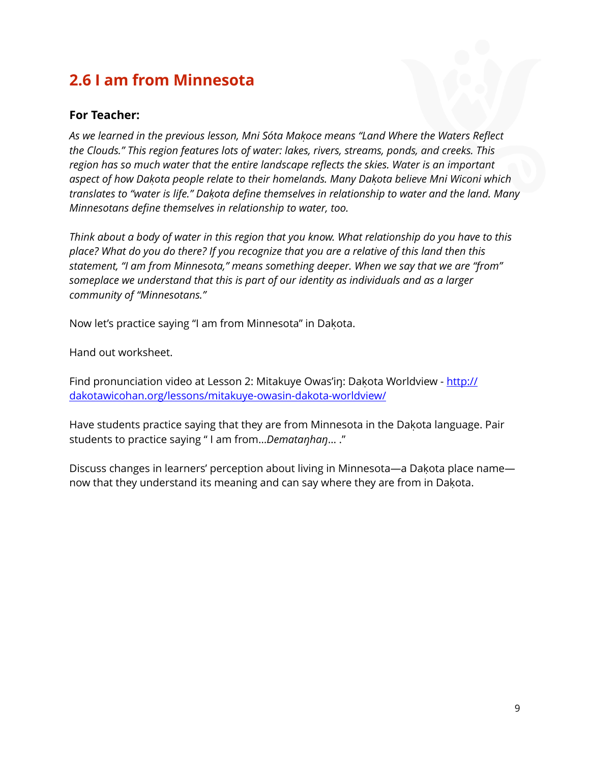## 2.6 I am from Minnesota

**For Teacher:**

*As we learned in the previous lesson, Mni Sóta Maḳoce means "Land Where the Waters Reflect the Clouds." This region features lots of water: lakes, rivers, streams, ponds, and creeks. This region has so much water that the entire landscape reflects the skies. Water is an important aspect of how Daḳota people relate to their homelands. Many Daḳota believe Mni Wiconi which translates to "water is life." Daḳota define themselves in relationship to water and the land. Many Minnesotans define themselves in relationship to water, too.*

*Think about a body of water in this region that you know. What relationship do you have to this place? What do you do there? If you recognize that you are a relative of this land then this statement, "I am from Minnesota," means something deeper. When we say that we are "from" someplace we understand that this is part of our identity as individuals and as a larger community of "Minnesotans."*

Now let's practice saying "I am from Minnesota" in Daḳota.

Hand out worksheet.

Find pronunciation video at Lesson 2: Mitakuye Owas'iŋ: Daḳota Worldview - http://dakotawicohan.org/lessons/mitakuye-owasin-dakota-worldview/

Have students practice saying that they are from Minnesota in the Daḳota language. Pair students to practice saying " I am from...*Demataŋhaŋ*... ."

Discuss changes in learners' perception about living in Minnesota—a Daḳota place name—now that they understand its meaning and can say where they are from in Daḳota.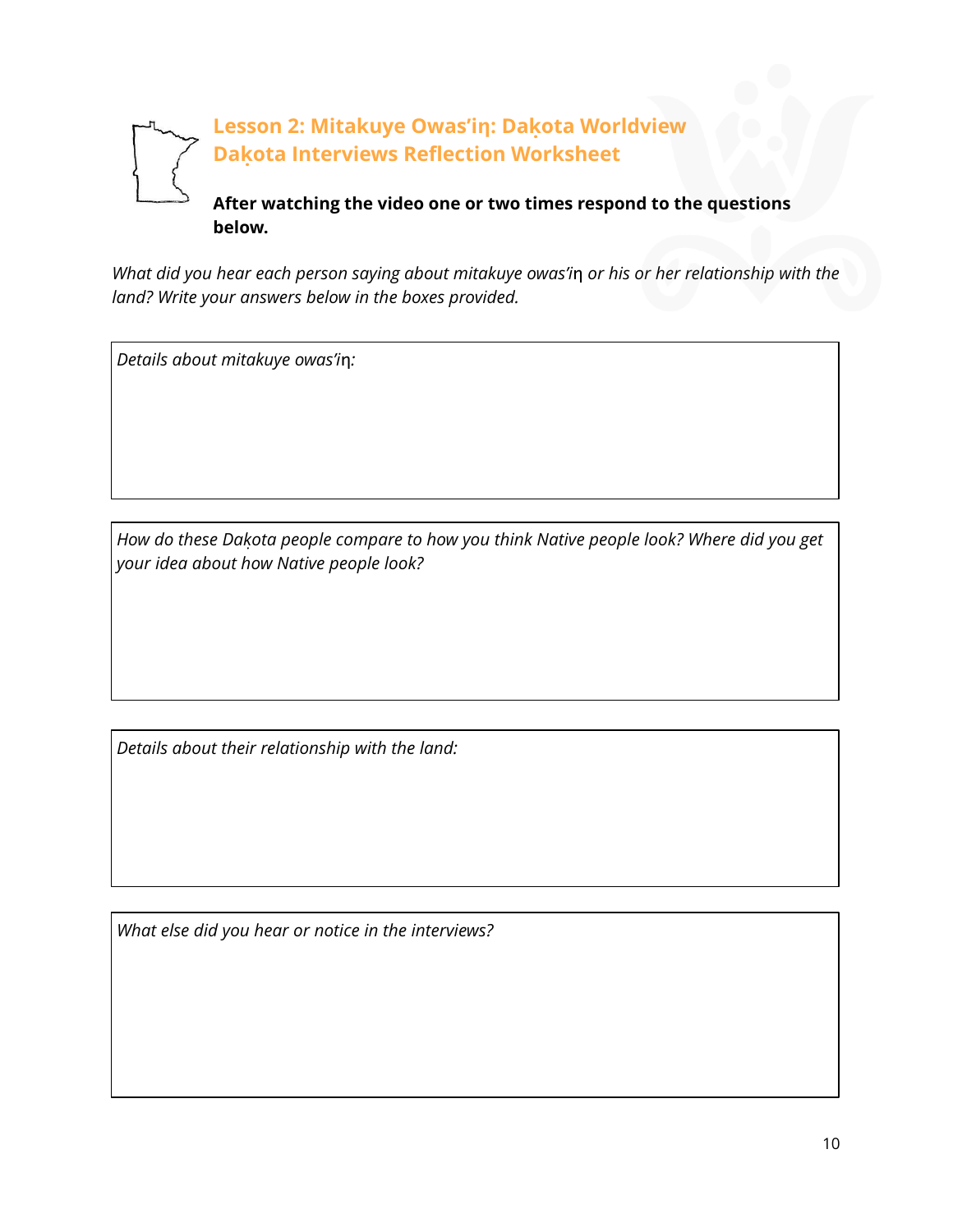## Lesson 2: Mitakuye Owas'iŋ: Dakota Worldview
## Dakota Interviews Reflection Worksheet

**After watching the video one or two times respond to the questions below.**

*What did you hear each person saying about mitakuye owas'iŋ or his or her relationship with the land? Write your answers below in the boxes provided.*

*Details about mitakuye owas'iŋ:*

*How do these Dakota people compare to how you think Native people look? Where did you get your idea about how Native people look?*

*Details about their relationship with the land:*

*What else did you hear or notice in the interviews?*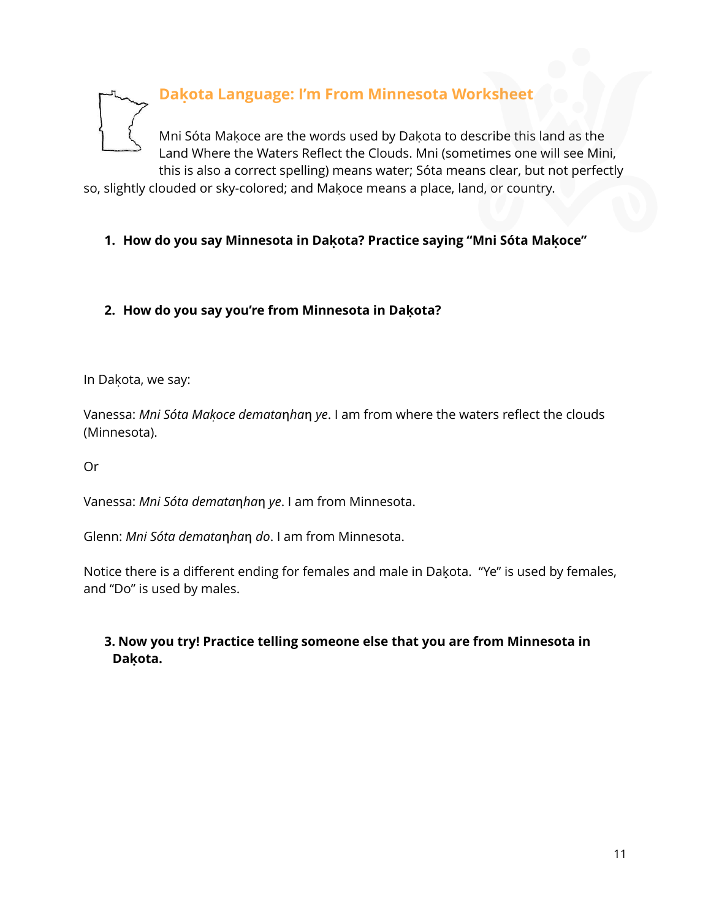# Daḳota Language: I'm From Minnesota Worksheet

Mni Sóta Maḳoce are the words used by Daḳota to describe this land as the Land Where the Waters Reflect the Clouds. Mni (sometimes one will see Mini, this is also a correct spelling) means water; Sóta means clear, but not perfectly so, slightly clouded or sky-colored; and Maḳoce means a place, land, or country.

1. **How do you say Minnesota in Daḳota? Practice saying "Mni Sóta Maḳoce"**

2. **How do you say you're from Minnesota in Daḳota?**

In Daḳota, we say:

Vanessa: *Mni Sóta Maḳoce demataŋhaŋ ye*. I am from where the waters reflect the clouds (Minnesota).

Or

Vanessa: *Mni Sóta demataŋhaŋ ye*. I am from Minnesota.

Glenn: *Mni Sóta demataŋhaŋ do*. I am from Minnesota.

Notice there is a different ending for females and male in Daḳota. "Ye" is used by females, and "Do" is used by males.

3. **Now you try! Practice telling someone else that you are from Minnesota in Daḳota.**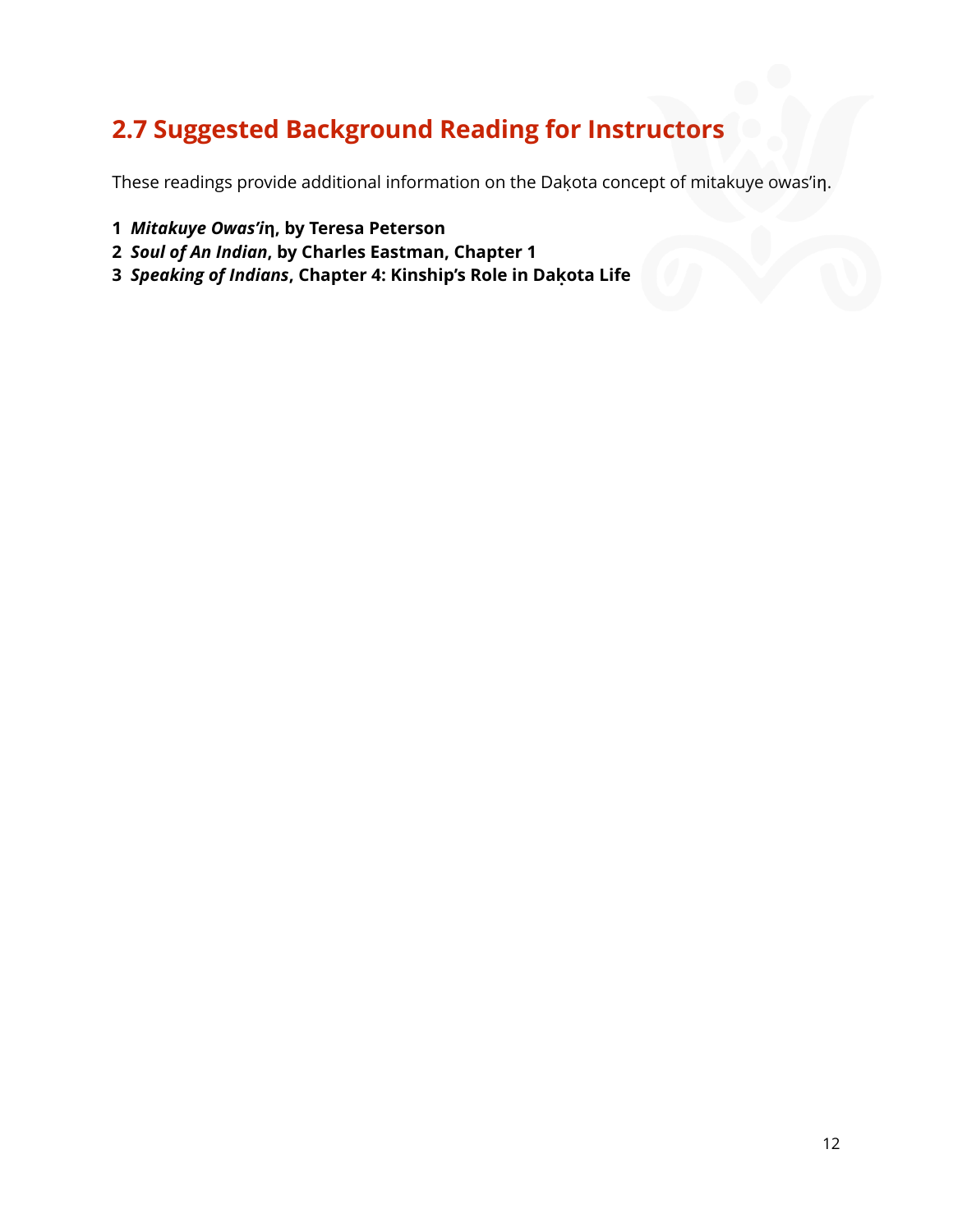## 2.7 Suggested Background Reading for Instructors

These readings provide additional information on the Daḳota concept of mitakuye owas'iŋ.

1 ***Mitakuye Owas'iŋ*, by Teresa Peterson**
2 ***Soul of An Indian*, by Charles Eastman, Chapter 1**
3 ***Speaking of Indians*, Chapter 4: Kinship's Role in Daḳota Life**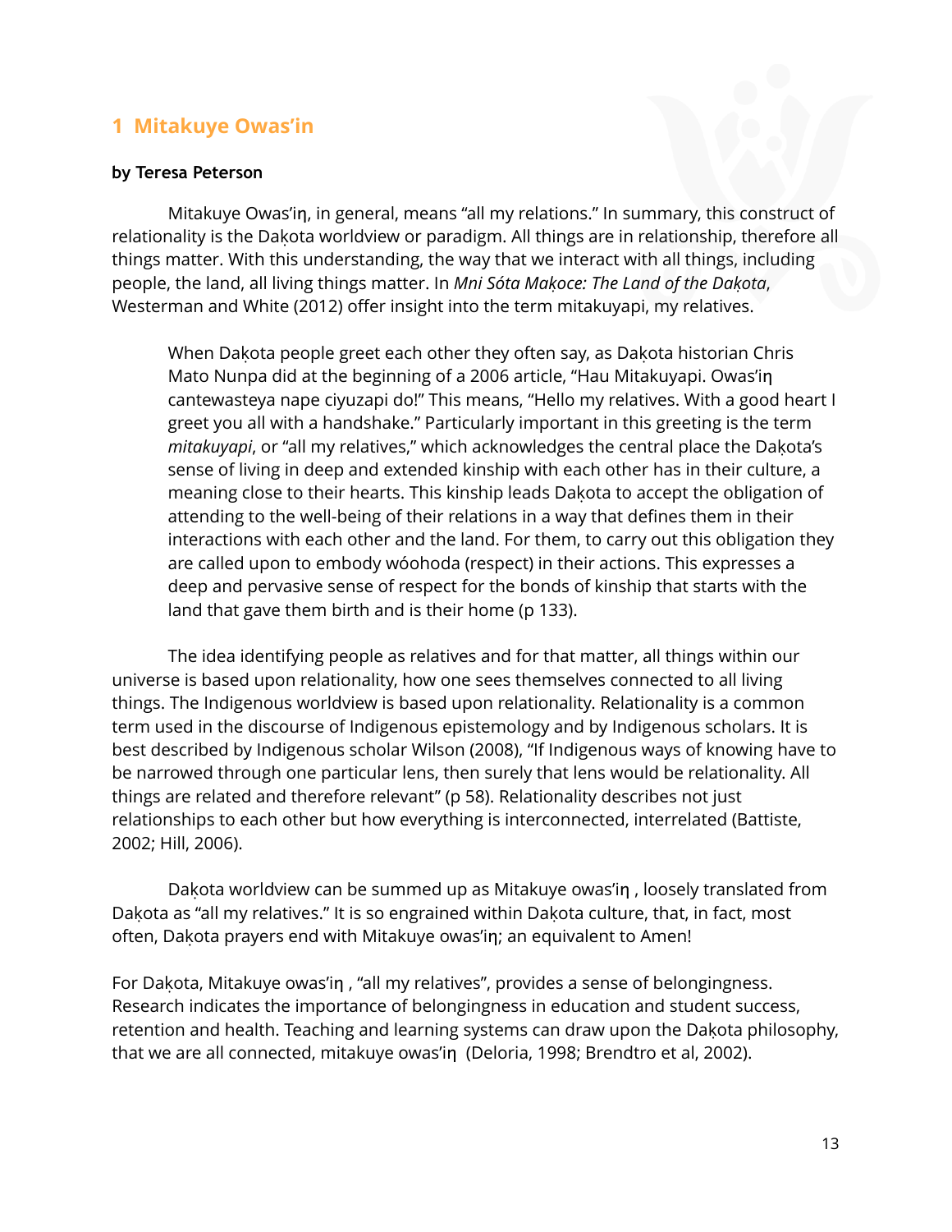## 1 Mitakuye Owas'in

**by Teresa Peterson**

Mitakuye Owas'iŋ, in general, means "all my relations." In summary, this construct of relationality is the Daḳota worldview or paradigm. All things are in relationship, therefore all things matter. With this understanding, the way that we interact with all things, including people, the land, all living things matter. In *Mni Sóta Maḳoce: The Land of the Daḳota*, Westerman and White (2012) offer insight into the term mitakuyapi, my relatives.

> When Daḳota people greet each other they often say, as Daḳota historian Chris Mato Nunpa did at the beginning of a 2006 article, "Hau Mitakuyapi. Owas'iŋ cantewasteya nape ciyuzapi do!" This means, "Hello my relatives. With a good heart I greet you all with a handshake." Particularly important in this greeting is the term *mitakuyapi*, or "all my relatives," which acknowledges the central place the Daḳota's sense of living in deep and extended kinship with each other has in their culture, a meaning close to their hearts. This kinship leads Daḳota to accept the obligation of attending to the well-being of their relations in a way that defines them in their interactions with each other and the land. For them, to carry out this obligation they are called upon to embody wóohoda (respect) in their actions. This expresses a deep and pervasive sense of respect for the bonds of kinship that starts with the land that gave them birth and is their home (p 133).

The idea identifying people as relatives and for that matter, all things within our universe is based upon relationality, how one sees themselves connected to all living things. The Indigenous worldview is based upon relationality. Relationality is a common term used in the discourse of Indigenous epistemology and by Indigenous scholars. It is best described by Indigenous scholar Wilson (2008), "If Indigenous ways of knowing have to be narrowed through one particular lens, then surely that lens would be relationality. All things are related and therefore relevant" (p 58). Relationality describes not just relationships to each other but how everything is interconnected, interrelated (Battiste, 2002; Hill, 2006).

Daḳota worldview can be summed up as Mitakuye owas'iŋ , loosely translated from Daḳota as "all my relatives." It is so engrained within Daḳota culture, that, in fact, most often, Daḳota prayers end with Mitakuye owas'iŋ; an equivalent to Amen!

For Daḳota, Mitakuye owas'iŋ , "all my relatives", provides a sense of belongingness. Research indicates the importance of belongingness in education and student success, retention and health. Teaching and learning systems can draw upon the Daḳota philosophy, that we are all connected, mitakuye owas'iŋ (Deloria, 1998; Brendtro et al, 2002).